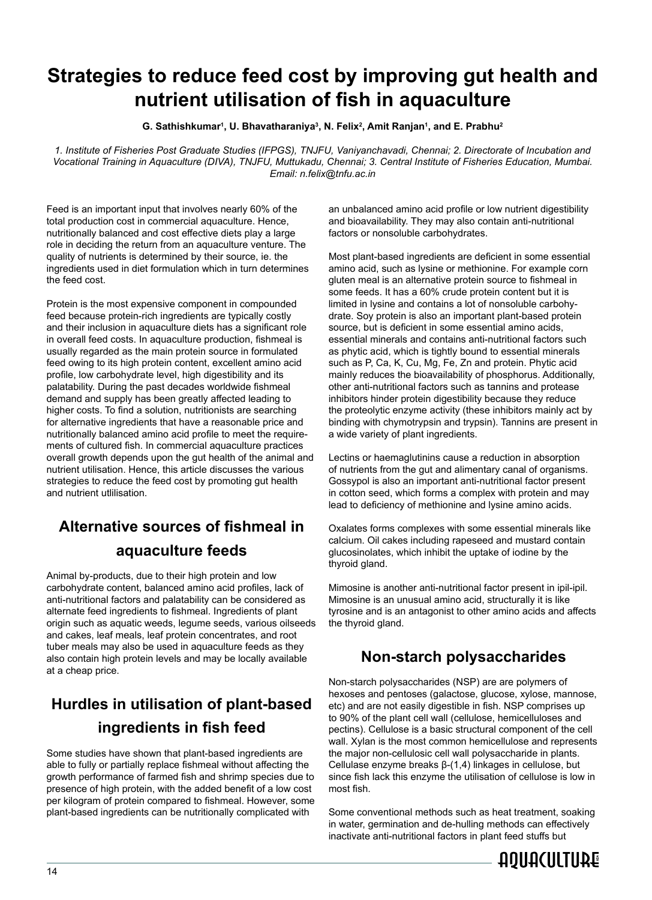# Strategies to reduce feed cost by improving gut health and nutrient utilisation of fish in aquaculture

**G. Sathishkumar[1], U. Bhavatharaniya[3], N. Felix[2], Amit Ranjan[1], and E. Prabhu[2]**

*1. Institute of Fisheries Post Graduate Studies (IFPGS), TNJFU, Vaniyanchavadi, Chennai; 2. Directorate of Incubation and Vocational Training in Aquaculture (DIVA), TNJFU, Muttukadu, Chennai; 3. Central Institute of Fisheries Education, Mumbai. Email: n.felix@tnfu.ac.in*

Feed is an important input that involves nearly 60% of the total production cost in commercial aquaculture. Hence, nutritionally balanced and cost effective diets play a large role in deciding the return from an aquaculture venture. The quality of nutrients is determined by their source, ie. the ingredients used in diet formulation which in turn determines the feed cost.

Protein is the most expensive component in compounded feed because protein-rich ingredients are typically costly and their inclusion in aquaculture diets has a significant role in overall feed costs. In aquaculture production, fishmeal is usually regarded as the main protein source in formulated feed owing to its high protein content, excellent amino acid profile, low carbohydrate level, high digestibility and its palatability. During the past decades worldwide fishmeal demand and supply has been greatly affected leading to higher costs. To find a solution, nutritionists are searching for alternative ingredients that have a reasonable price and nutritionally balanced amino acid profile to meet the requirements of cultured fish. In commercial aquaculture practices overall growth depends upon the gut health of the animal and nutrient utilisation. Hence, this article discusses the various strategies to reduce the feed cost by promoting gut health and nutrient utlilisation.

## Alternative sources of fishmeal in aquaculture feeds

Animal by-products, due to their high protein and low carbohydrate content, balanced amino acid profiles, lack of anti-nutritional factors and palatability can be considered as alternate feed ingredients to fishmeal. Ingredients of plant origin such as aquatic weeds, legume seeds, various oilseeds and cakes, leaf meals, leaf protein concentrates, and root tuber meals may also be used in aquaculture feeds as they also contain high protein levels and may be locally available at a cheap price.

## Hurdles in utilisation of plant-based ingredients in fish feed

Some studies have shown that plant-based ingredients are able to fully or partially replace fishmeal without affecting the growth performance of farmed fish and shrimp species due to presence of high protein, with the added benefit of a low cost per kilogram of protein compared to fishmeal. However, some plant-based ingredients can be nutritionally complicated with an unbalanced amino acid profile or low nutrient digestibility and bioavailability. They may also contain anti-nutritional factors or nonsoluble carbohydrates.

Most plant-based ingredients are deficient in some essential amino acid, such as lysine or methionine. For example corn gluten meal is an alternative protein source to fishmeal in some feeds. It has a 60% crude protein content but it is limited in lysine and contains a lot of nonsoluble carbohydrate. Soy protein is also an important plant-based protein source, but is deficient in some essential amino acids, essential minerals and contains anti-nutritional factors such as phytic acid, which is tightly bound to essential minerals such as P, Ca, K, Cu, Mg, Fe, Zn and protein. Phytic acid mainly reduces the bioavailability of phosphorus. Additionally, other anti-nutritional factors such as tannins and protease inhibitors hinder protein digestibility because they reduce the proteolytic enzyme activity (these inhibitors mainly act by binding with chymotrypsin and trypsin). Tannins are present in a wide variety of plant ingredients.

Lectins or haemaglutinins cause a reduction in absorption of nutrients from the gut and alimentary canal of organisms. Gossypol is also an important anti-nutritional factor present in cotton seed, which forms a complex with protein and may lead to deficiency of methionine and lysine amino acids.

Oxalates forms complexes with some essential minerals like calcium. Oil cakes including rapeseed and mustard contain glucosinolates, which inhibit the uptake of iodine by the thyroid gland.

Mimosine is another anti-nutritional factor present in ipil-ipil. Mimosine is an unusual amino acid, structurally it is like tyrosine and is an antagonist to other amino acids and affects the thyroid gland.

## Non-starch polysaccharides

Non-starch polysaccharides (NSP) are are polymers of hexoses and pentoses (galactose, glucose, xylose, mannose, etc) and are not easily digestible in fish. NSP comprises up to 90% of the plant cell wall (cellulose, hemicelluloses and pectins). Cellulose is a basic structural component of the cell wall. Xylan is the most common hemicellulose and represents the major non-cellulosic cell wall polysaccharide in plants. Cellulase enzyme breaks β-(1,4) linkages in cellulose, but since fish lack this enzyme the utilisation of cellulose is low in most fish.

Some conventional methods such as heat treatment, soaking in water, germination and de-hulling methods can effectively inactivate anti-nutritional factors in plant feed stuffs but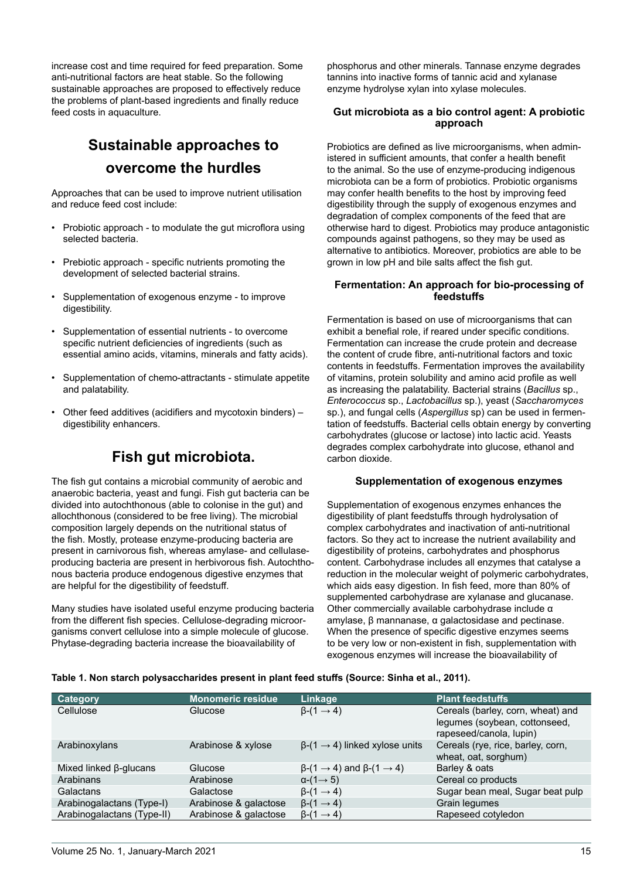increase cost and time required for feed preparation. Some anti-nutritional factors are heat stable. So the following sustainable approaches are proposed to effectively reduce the problems of plant-based ingredients and finally reduce feed costs in aquaculture.

## Sustainable approaches to overcome the hurdles

Approaches that can be used to improve nutrient utilisation and reduce feed cost include:

- Probiotic approach - to modulate the gut microflora using selected bacteria.
- Prebiotic approach - specific nutrients promoting the development of selected bacterial strains.
- Supplementation of exogenous enzyme - to improve digestibility.
- Supplementation of essential nutrients - to overcome specific nutrient deficiencies of ingredients (such as essential amino acids, vitamins, minerals and fatty acids).
- Supplementation of chemo-attractants - stimulate appetite and palatability.
- Other feed additives (acidifiers and mycotoxin binders) – digestibility enhancers.

## Fish gut microbiota.

The fish gut contains a microbial community of aerobic and anaerobic bacteria, yeast and fungi. Fish gut bacteria can be divided into autochthonous (able to colonise in the gut) and allochthonous (considered to be free living). The microbial composition largely depends on the nutritional status of the fish. Mostly, protease enzyme-producing bacteria are present in carnivorous fish, whereas amylase- and cellulase-producing bacteria are present in herbivorous fish. Autochthonous bacteria produce endogenous digestive enzymes that are helpful for the digestibility of feedstuff.

Many studies have isolated useful enzyme producing bacteria from the different fish species. Cellulose-degrading microorganisms convert cellulose into a simple molecule of glucose. Phytase-degrading bacteria increase the bioavailability of phosphorus and other minerals. Tannase enzyme degrades tannins into inactive forms of tannic acid and xylanase enzyme hydrolyse xylan into xylase molecules.

### Gut microbiota as a bio control agent: A probiotic approach

Probiotics are defined as live microorganisms, when administered in sufficient amounts, that confer a health benefit to the animal. So the use of enzyme-producing indigenous microbiota can be a form of probiotics. Probiotic organisms may confer health benefits to the host by improving feed digestibility through the supply of exogenous enzymes and degradation of complex components of the feed that are otherwise hard to digest. Probiotics may produce antagonistic compounds against pathogens, so they may be used as alternative to antibiotics. Moreover, probiotics are able to be grown in low pH and bile salts affect the fish gut.

### Fermentation: An approach for bio-processing of feedstuffs

Fermentation is based on use of microorganisms that can exhibit a benefial role, if reared under specific conditions. Fermentation can increase the crude protein and decrease the content of crude fibre, anti-nutritional factors and toxic contents in feedstuffs. Fermentation improves the availability of vitamins, protein solubility and amino acid profile as well as increasing the palatability. Bacterial strains (*Bacillus* sp., *Enterococcus* sp., *Lactobacillus* sp.), yeast (*Saccharomyces* sp.), and fungal cells (*Aspergillus* sp) can be used in fermentation of feedstuffs. Bacterial cells obtain energy by converting carbohydrates (glucose or lactose) into lactic acid. Yeasts degrades complex carbohydrate into glucose, ethanol and carbon dioxide.

### Supplementation of exogenous enzymes

Supplementation of exogenous enzymes enhances the digestibility of plant feedstuffs through hydrolysation of complex carbohydrates and inactivation of anti-nutritional factors. So they act to increase the nutrient availability and digestibility of proteins, carbohydrates and phosphorus content. Carbohydrase includes all enzymes that catalyse a reduction in the molecular weight of polymeric carbohydrates, which aids easy digestion. In fish feed, more than 80% of supplemented carbohydrase are xylanase and glucanase. Other commercially available carbohydrase include α amylase, β mannanase, α galactosidase and pectinase. When the presence of specific digestive enzymes seems to be very low or non-existent in fish, supplementation with exogenous enzymes will increase the bioavailability of

**Table 1. Non starch polysaccharides present in plant feed stuffs (Source: Sinha et al., 2011).**

| Category | Monomeric residue | Linkage | Plant feedstuffs |
|---|---|---|---|
| Cellulose | Glucose | $\beta$-(1 → 4) | Cereals (barley, corn, wheat) and legumes (soybean, cottonseed, rapeseed/canola, lupin) |
| Arabinoxylans | Arabinose & xylose | $\beta$-(1 → 4) linked xylose units | Cereals (rye, rice, barley, corn, wheat, oat, sorghum) |
| Mixed linked β-glucans | Glucose | $\beta$-(1 → 4) and $\beta$-(1 → 4) | Barley & oats |
| Arabinans | Arabinose | $\alpha$-(1→ 5) | Cereal co products |
| Galactans | Galactose | $\beta$-(1 → 4) | Sugar bean meal, Sugar beat pulp |
| Arabinogalactans (Type-I) | Arabinose & galactose | $\beta$-(1 → 4) | Grain legumes |
| Arabinogalactans (Type-II) | Arabinose & galactose | $\beta$-(1 → 4) | Rapeseed cotyledon |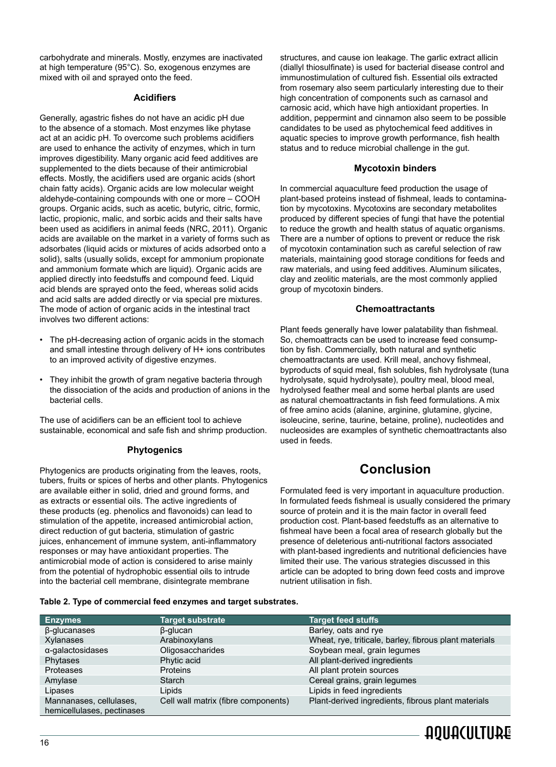carbohydrate and minerals. Mostly, enzymes are inactivated at high temperature (95°C). So, exogenous enzymes are mixed with oil and sprayed onto the feed.

### Acidifiers

Generally, agastric fishes do not have an acidic pH due to the absence of a stomach. Most enzymes like phytase act at an acidic pH. To overcome such problems acidifiers are used to enhance the activity of enzymes, which in turn improves digestibility. Many organic acid feed additives are supplemented to the diets because of their antimicrobial effects. Mostly, the acidifiers used are organic acids (short chain fatty acids). Organic acids are low molecular weight aldehyde-containing compounds with one or more – COOH groups. Organic acids, such as acetic, butyric, citric, formic, lactic, propionic, malic, and sorbic acids and their salts have been used as acidifiers in animal feeds (NRC, 2011). Organic acids are available on the market in a variety of forms such as adsorbates (liquid acids or mixtures of acids adsorbed onto a solid), salts (usually solids, except for ammonium propionate and ammonium formate which are liquid). Organic acids are applied directly into feedstuffs and compound feed. Liquid acid blends are sprayed onto the feed, whereas solid acids and acid salts are added directly or via special pre mixtures. The mode of action of organic acids in the intestinal tract involves two different actions:

- The pH-decreasing action of organic acids in the stomach and small intestine through delivery of $H^+$ ions contributes to an improved activity of digestive enzymes.
- They inhibit the growth of gram negative bacteria through the dissociation of the acids and production of anions in the bacterial cells.

The use of acidifiers can be an efficient tool to achieve sustainable, economical and safe fish and shrimp production.

### Phytogenics

Phytogenics are products originating from the leaves, roots, tubers, fruits or spices of herbs and other plants. Phytogenics are available either in solid, dried and ground forms, and as extracts or essential oils. The active ingredients of these products (eg. phenolics and flavonoids) can lead to stimulation of the appetite, increased antimicrobial action, direct reduction of gut bacteria, stimulation of gastric juices, enhancement of immune system, anti-inflammatory responses or may have antioxidant properties. The antimicrobial mode of action is considered to arise mainly from the potential of hydrophobic essential oils to intrude into the bacterial cell membrane, disintegrate membrane structures, and cause ion leakage. The garlic extract allicin (diallyl thiosulfinate) is used for bacterial disease control and immunostimulation of cultured fish. Essential oils extracted from rosemary also seem particularly interesting due to their high concentration of components such as carnasol and carnosic acid, which have high antioxidant properties. In addition, peppermint and cinnamon also seem to be possible candidates to be used as phytochemical feed additives in aquatic species to improve growth performance, fish health status and to reduce microbial challenge in the gut.

### Mycotoxin binders

In commercial aquaculture feed production the usage of plant-based proteins instead of fishmeal, leads to contamination by mycotoxins. Mycotoxins are secondary metabolites produced by different species of fungi that have the potential to reduce the growth and health status of aquatic organisms. There are a number of options to prevent or reduce the risk of mycotoxin contamination such as careful selection of raw materials, maintaining good storage conditions for feeds and raw materials, and using feed additives. Aluminum silicates, clay and zeolitic materials, are the most commonly applied group of mycotoxin binders.

### Chemoattractants

Plant feeds generally have lower palatability than fishmeal. So, chemoattracts can be used to increase feed consumption by fish. Commercially, both natural and synthetic chemoattractants are used. Krill meal, anchovy fishmeal, byproducts of squid meal, fish solubles, fish hydrolysate (tuna hydrolysate, squid hydrolysate), poultry meal, blood meal, hydrolysed feather meal and some herbal plants are used as natural chemoattractants in fish feed formulations. A mix of free amino acids (alanine, arginine, glutamine, glycine, isoleucine, serine, taurine, betaine, proline), nucleotides and nucleosides are examples of synthetic chemoattractants also used in feeds.

## Conclusion

Formulated feed is very important in aquaculture production. In formulated feeds fishmeal is usually considered the primary source of protein and it is the main factor in overall feed production cost. Plant-based feedstuffs as an alternative to fishmeal have been a focal area of research globally but the presence of deleterious anti-nutritional factors associated with plant-based ingredients and nutritional deficiencies have limited their use. The various strategies discussed in this article can be adopted to bring down feed costs and improve nutrient utilisation in fish.

**Table 2. Type of commercial feed enzymes and target substrates.**

| Enzymes | Target substrate | Target feed stuffs |
|---|---|---|
| β-glucanases | β-glucan | Barley, oats and rye |
| Xylanases | Arabinoxylans | Wheat, rye, triticale, barley, fibrous plant materials |
| α-galactosidases | Oligosaccharides | Soybean meal, grain legumes |
| Phytases | Phytic acid | All plant-derived ingredients |
| Proteases | Proteins | All plant protein sources |
| Amylase | Starch | Cereal grains, grain legumes |
| Lipases | Lipids | Lipids in feed ingredients |
| Mannanases, cellulases, hemicellulases, pectinases | Cell wall matrix (fibre components) | Plant-derived ingredients, fibrous plant materials |